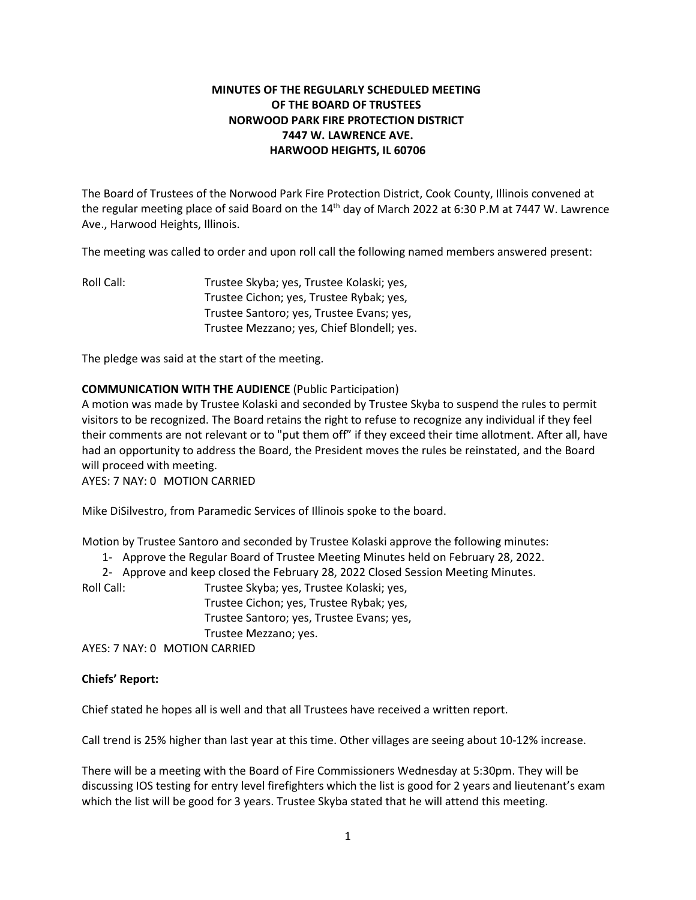**MINUTES OF THE REGULARLY SCHEDULED MEETING**
**OF THE BOARD OF TRUSTEES**
**NORWOOD PARK FIRE PROTECTION DISTRICT**
**7447 W. LAWRENCE AVE.**
**HARWOOD HEIGHTS, IL 60706**

The Board of Trustees of the Norwood Park Fire Protection District, Cook County, Illinois convened at the regular meeting place of said Board on the 14th day of March 2022 at 6:30 P.M at 7447 W. Lawrence Ave., Harwood Heights, Illinois.

The meeting was called to order and upon roll call the following named members answered present:

Roll Call: Trustee Skyba; yes, Trustee Kolaski; yes,
Trustee Cichon; yes, Trustee Rybak; yes,
Trustee Santoro; yes, Trustee Evans; yes,
Trustee Mezzano; yes, Chief Blondell; yes.

The pledge was said at the start of the meeting.

**COMMUNICATION WITH THE AUDIENCE** (Public Participation)
A motion was made by Trustee Kolaski and seconded by Trustee Skyba to suspend the rules to permit visitors to be recognized. The Board retains the right to refuse to recognize any individual if they feel their comments are not relevant or to "put them off" if they exceed their time allotment. After all, have had an opportunity to address the Board, the President moves the rules be reinstated, and the Board will proceed with meeting.
AYES: 7 NAY: 0 MOTION CARRIED

Mike DiSilvestro, from Paramedic Services of Illinois spoke to the board.

Motion by Trustee Santoro and seconded by Trustee Kolaski approve the following minutes:

1- Approve the Regular Board of Trustee Meeting Minutes held on February 28, 2022.
2- Approve and keep closed the February 28, 2022 Closed Session Meeting Minutes.

Roll Call: Trustee Skyba; yes, Trustee Kolaski; yes,
Trustee Cichon; yes, Trustee Rybak; yes,
Trustee Santoro; yes, Trustee Evans; yes,
Trustee Mezzano; yes.

AYES: 7 NAY: 0 MOTION CARRIED

**Chiefs' Report:**

Chief stated he hopes all is well and that all Trustees have received a written report.

Call trend is 25% higher than last year at this time. Other villages are seeing about 10-12% increase.

There will be a meeting with the Board of Fire Commissioners Wednesday at 5:30pm. They will be discussing IOS testing for entry level firefighters which the list is good for 2 years and lieutenant's exam which the list will be good for 3 years. Trustee Skyba stated that he will attend this meeting.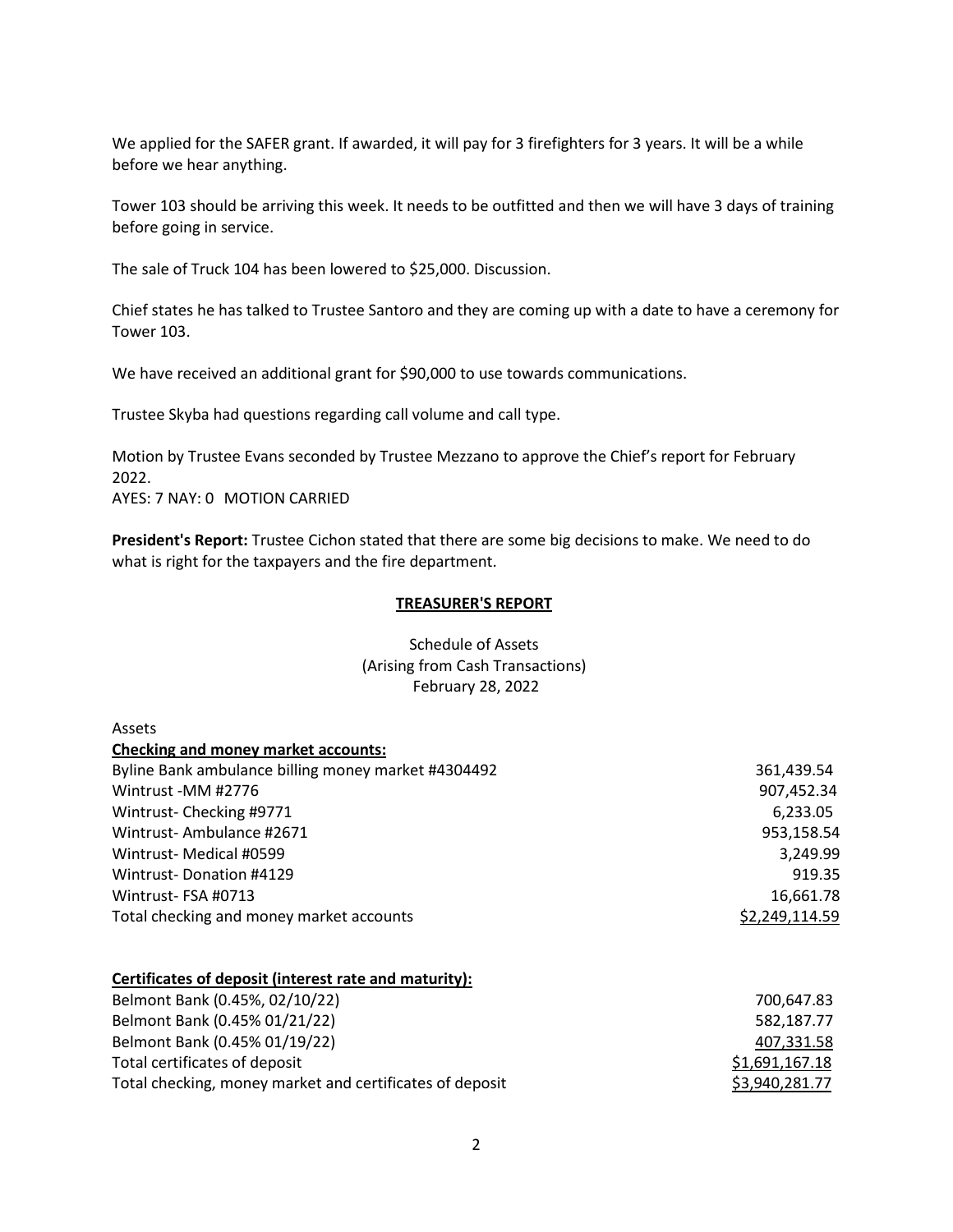We applied for the SAFER grant. If awarded, it will pay for 3 firefighters for 3 years. It will be a while before we hear anything.

Tower 103 should be arriving this week. It needs to be outfitted and then we will have 3 days of training before going in service.

The sale of Truck 104 has been lowered to $25,000. Discussion.

Chief states he has talked to Trustee Santoro and they are coming up with a date to have a ceremony for Tower 103.

We have received an additional grant for $90,000 to use towards communications.

Trustee Skyba had questions regarding call volume and call type.

Motion by Trustee Evans seconded by Trustee Mezzano to approve the Chief's report for February 2022.
AYES: 7 NAY: 0 MOTION CARRIED

**President's Report:** Trustee Cichon stated that there are some big decisions to make. We need to do what is right for the taxpayers and the fire department.

## TREASURER'S REPORT

Schedule of Assets
(Arising from Cash Transactions)
February 28, 2022

Assets

| **Checking and money market accounts:** | |
|---|---|
| Byline Bank ambulance billing money market #4304492 | 361,439.54 |
| Wintrust -MM #2776 | 907,452.34 |
| Wintrust- Checking #9771 | 6,233.05 |
| Wintrust- Ambulance #2671 | 953,158.54 |
| Wintrust- Medical #0599 | 3,249.99 |
| Wintrust- Donation #4129 | 919.35 |
| Wintrust- FSA #0713 | 16,661.78 |
| Total checking and money market accounts | $2,249,114.59 |

| **Certificates of deposit (interest rate and maturity):** | |
|---|---|
| Belmont Bank (0.45%, 02/10/22) | 700,647.83 |
| Belmont Bank (0.45% 01/21/22) | 582,187.77 |
| Belmont Bank (0.45% 01/19/22) | 407,331.58 |
| Total certificates of deposit | $1,691,167.18 |
| Total checking, money market and certificates of deposit | $3,940,281.77 |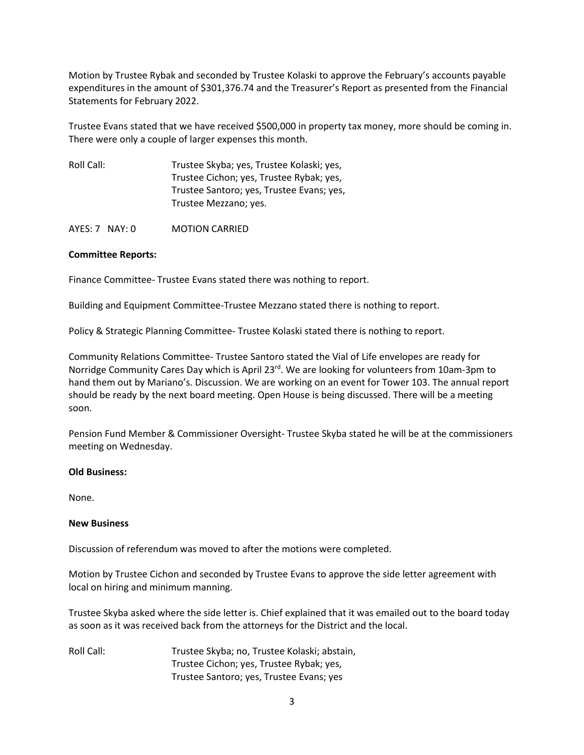Motion by Trustee Rybak and seconded by Trustee Kolaski to approve the February's accounts payable expenditures in the amount of $301,376.74 and the Treasurer's Report as presented from the Financial Statements for February 2022.

Trustee Evans stated that we have received $500,000 in property tax money, more should be coming in. There were only a couple of larger expenses this month.

Roll Call: Trustee Skyba; yes, Trustee Kolaski; yes,
Trustee Cichon; yes, Trustee Rybak; yes,
Trustee Santoro; yes, Trustee Evans; yes,
Trustee Mezzano; yes.

AYES: 7 NAY: 0 MOTION CARRIED

**Committee Reports:**

Finance Committee- Trustee Evans stated there was nothing to report.

Building and Equipment Committee-Trustee Mezzano stated there is nothing to report.

Policy & Strategic Planning Committee- Trustee Kolaski stated there is nothing to report.

Community Relations Committee- Trustee Santoro stated the Vial of Life envelopes are ready for Norridge Community Cares Day which is April 23rd. We are looking for volunteers from 10am-3pm to hand them out by Mariano's. Discussion. We are working on an event for Tower 103. The annual report should be ready by the next board meeting. Open House is being discussed. There will be a meeting soon.

Pension Fund Member & Commissioner Oversight- Trustee Skyba stated he will be at the commissioners meeting on Wednesday.

**Old Business:**

None.

**New Business**

Discussion of referendum was moved to after the motions were completed.

Motion by Trustee Cichon and seconded by Trustee Evans to approve the side letter agreement with local on hiring and minimum manning.

Trustee Skyba asked where the side letter is. Chief explained that it was emailed out to the board today as soon as it was received back from the attorneys for the District and the local.

Roll Call: Trustee Skyba; no, Trustee Kolaski; abstain,
Trustee Cichon; yes, Trustee Rybak; yes,
Trustee Santoro; yes, Trustee Evans; yes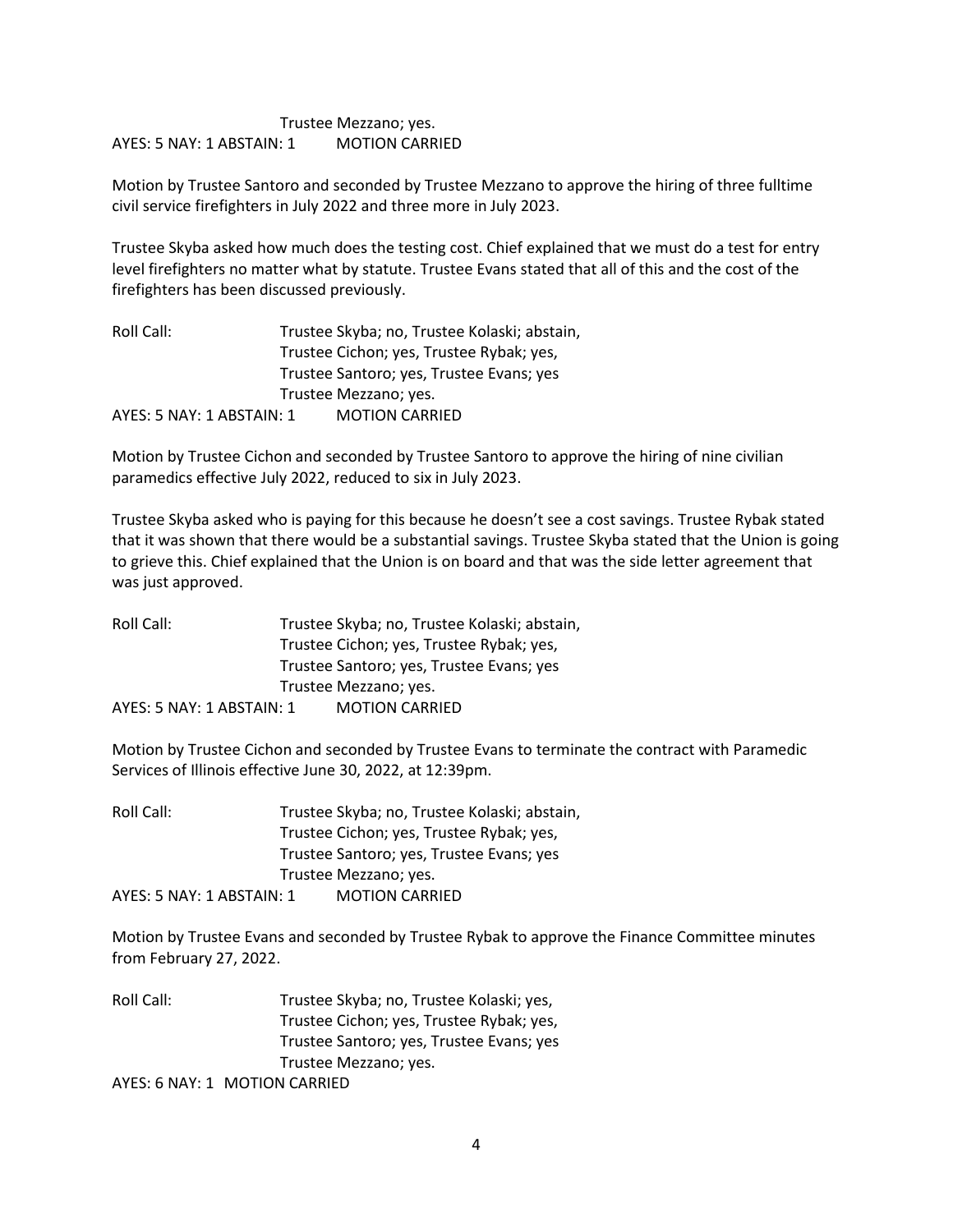Trustee Mezzano; yes.
AYES: 5 NAY: 1 ABSTAIN: 1 MOTION CARRIED

Motion by Trustee Santoro and seconded by Trustee Mezzano to approve the hiring of three fulltime civil service firefighters in July 2022 and three more in July 2023.

Trustee Skyba asked how much does the testing cost. Chief explained that we must do a test for entry level firefighters no matter what by statute. Trustee Evans stated that all of this and the cost of the firefighters has been discussed previously.

Roll Call: Trustee Skyba; no, Trustee Kolaski; abstain,
Trustee Cichon; yes, Trustee Rybak; yes,
Trustee Santoro; yes, Trustee Evans; yes
Trustee Mezzano; yes.
AYES: 5 NAY: 1 ABSTAIN: 1 MOTION CARRIED

Motion by Trustee Cichon and seconded by Trustee Santoro to approve the hiring of nine civilian paramedics effective July 2022, reduced to six in July 2023.

Trustee Skyba asked who is paying for this because he doesn't see a cost savings. Trustee Rybak stated that it was shown that there would be a substantial savings. Trustee Skyba stated that the Union is going to grieve this. Chief explained that the Union is on board and that was the side letter agreement that was just approved.

Roll Call: Trustee Skyba; no, Trustee Kolaski; abstain,
Trustee Cichon; yes, Trustee Rybak; yes,
Trustee Santoro; yes, Trustee Evans; yes
Trustee Mezzano; yes.
AYES: 5 NAY: 1 ABSTAIN: 1 MOTION CARRIED

Motion by Trustee Cichon and seconded by Trustee Evans to terminate the contract with Paramedic Services of Illinois effective June 30, 2022, at 12:39pm.

Roll Call: Trustee Skyba; no, Trustee Kolaski; abstain,
Trustee Cichon; yes, Trustee Rybak; yes,
Trustee Santoro; yes, Trustee Evans; yes
Trustee Mezzano; yes.
AYES: 5 NAY: 1 ABSTAIN: 1 MOTION CARRIED

Motion by Trustee Evans and seconded by Trustee Rybak to approve the Finance Committee minutes from February 27, 2022.

Roll Call: Trustee Skyba; no, Trustee Kolaski; yes,
Trustee Cichon; yes, Trustee Rybak; yes,
Trustee Santoro; yes, Trustee Evans; yes
Trustee Mezzano; yes.
AYES: 6 NAY: 1 MOTION CARRIED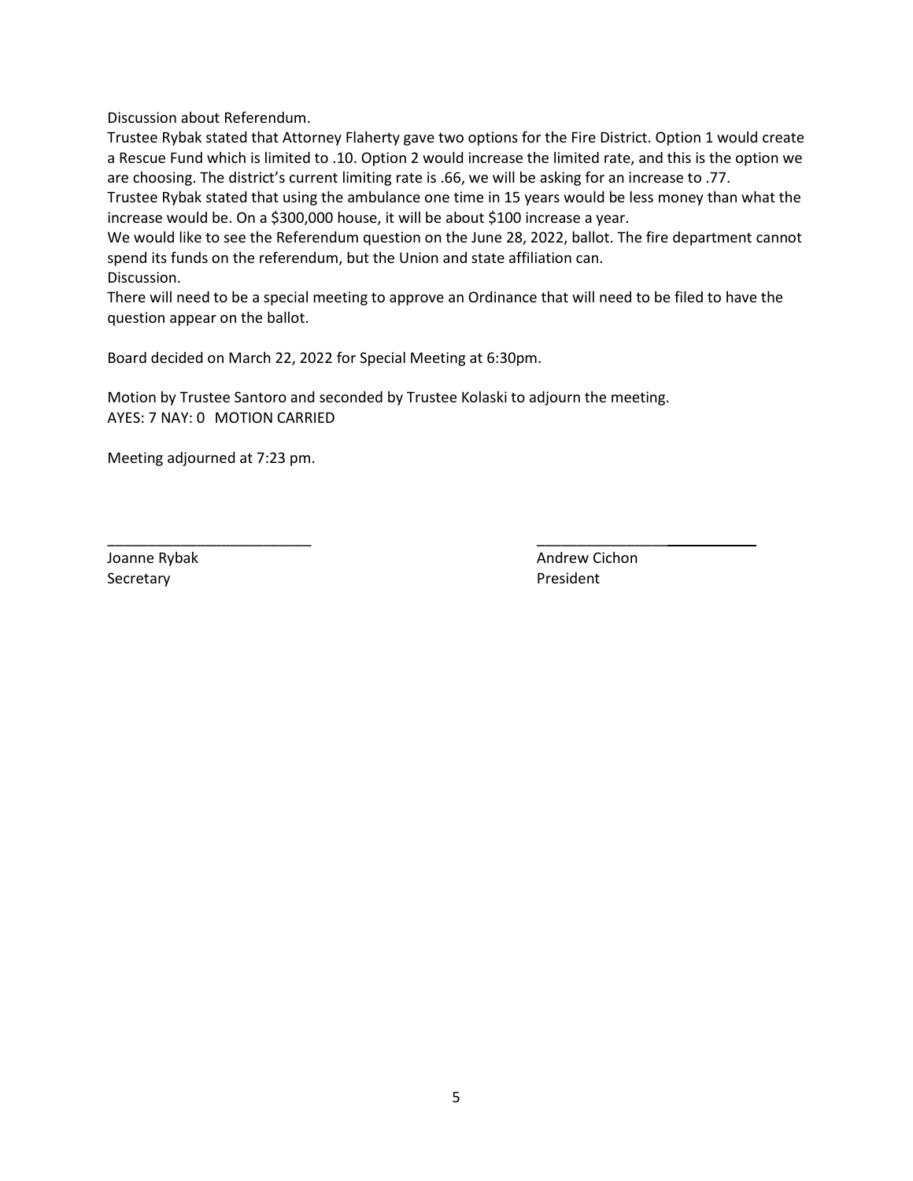Discussion about Referendum.

Trustee Rybak stated that Attorney Flaherty gave two options for the Fire District. Option 1 would create a Rescue Fund which is limited to .10. Option 2 would increase the limited rate, and this is the option we are choosing. The district's current limiting rate is .66, we will be asking for an increase to .77.

Trustee Rybak stated that using the ambulance one time in 15 years would be less money than what the increase would be. On a $300,000 house, it will be about $100 increase a year.

We would like to see the Referendum question on the June 28, 2022, ballot. The fire department cannot spend its funds on the referendum, but the Union and state affiliation can.

Discussion.

There will need to be a special meeting to approve an Ordinance that will need to be filed to have the question appear on the ballot.

Board decided on March 22, 2022 for Special Meeting at 6:30pm.

Motion by Trustee Santoro and seconded by Trustee Kolaski to adjourn the meeting.
AYES: 7 NAY: 0 MOTION CARRIED

Meeting adjourned at 7:23 pm.

\_\_\_\_\_\_\_\_\_\_\_\_\_\_\_\_\_\_\_\_\_\_\_\_\_
Joanne Rybak
Secretary

\_\_\_\_\_\_\_\_\_\_\_\_\_\_\_\_\_\_\_\_\_\_\_\_\_
Andrew Cichon
President